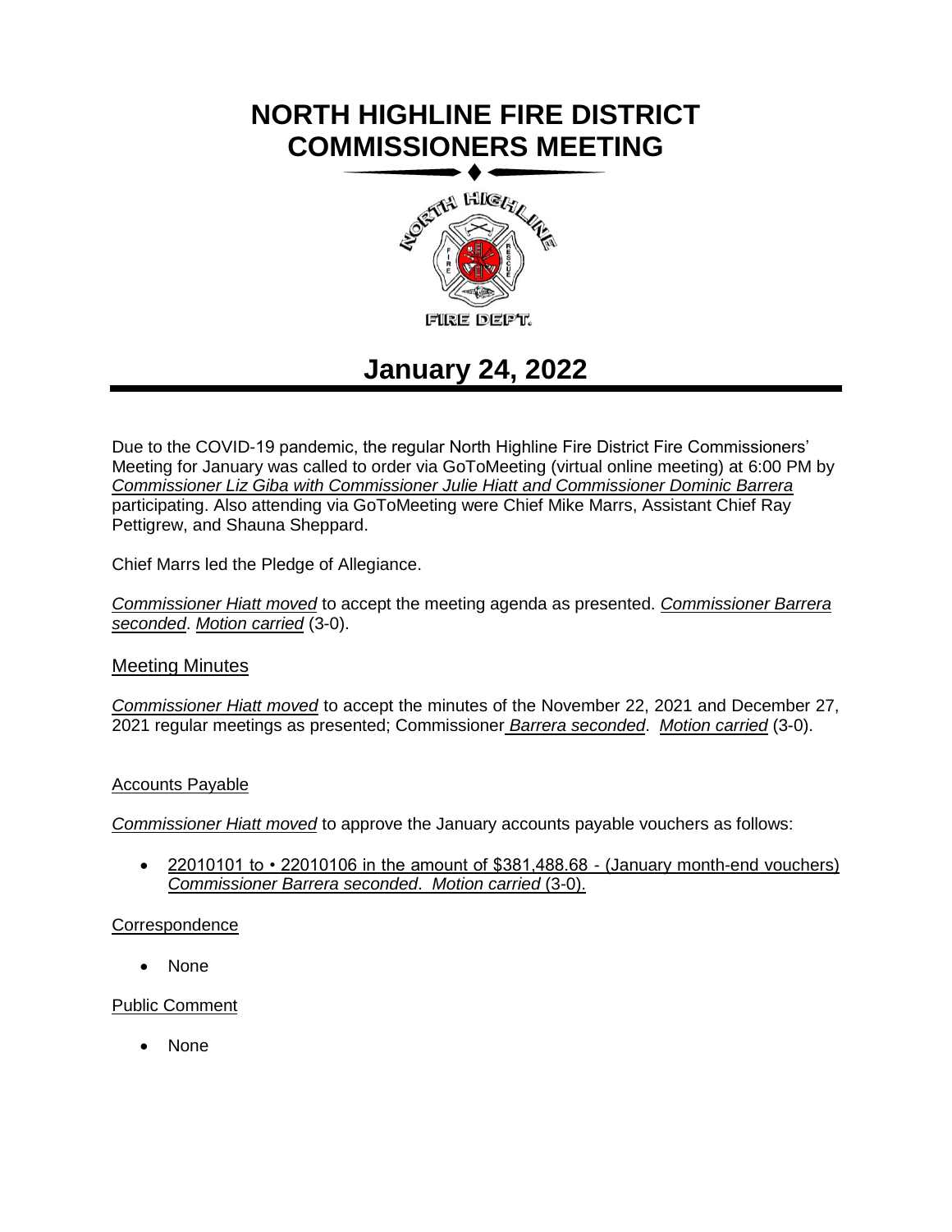# NORTH HIGHLINE FIRE DISTRICT COMMISSIONERS MEETING

## January 24, 2022

Due to the COVID-19 pandemic, the regular North Highline Fire District Fire Commissioners' Meeting for January was called to order via GoToMeeting (virtual online meeting) at 6:00 PM by *Commissioner Liz Giba with Commissioner Julie Hiatt and Commissioner Dominic Barrera* participating. Also attending via GoToMeeting were Chief Mike Marrs, Assistant Chief Ray Pettigrew, and Shauna Sheppard.

Chief Marrs led the Pledge of Allegiance.

*Commissioner Hiatt moved* to accept the meeting agenda as presented. *Commissioner Barrera seconded*. *Motion carried* (3-0).

### Meeting Minutes

*Commissioner Hiatt moved* to accept the minutes of the November 22, 2021 and December 27, 2021 regular meetings as presented; Commissioner *Barrera seconded*. *Motion carried* (3-0).

### Accounts Payable

*Commissioner Hiatt moved* to approve the January accounts payable vouchers as follows:

- 22010101 to • 22010106 in the amount of $381,488.68 - (January month-end vouchers) *Commissioner Barrera seconded*. *Motion carried* (3-0).

### Correspondence

- None

### Public Comment

- None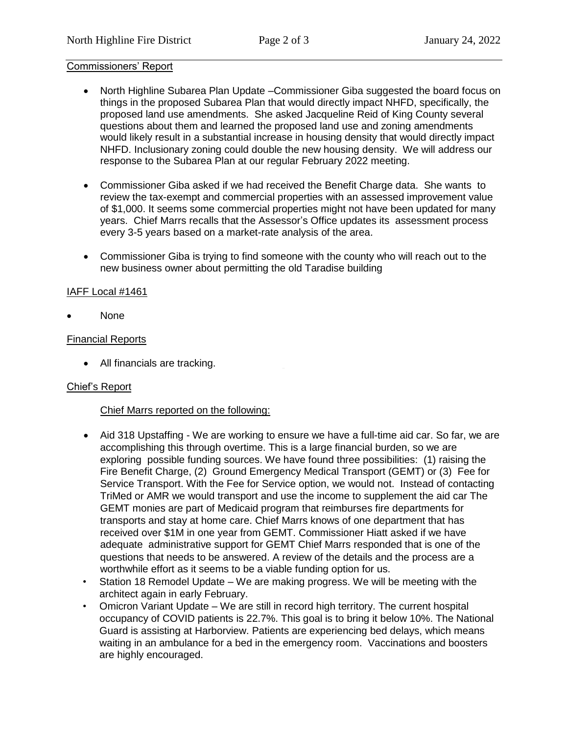## Commissioners' Report

- North Highline Subarea Plan Update –Commissioner Giba suggested the board focus on things in the proposed Subarea Plan that would directly impact NHFD, specifically, the proposed land use amendments. She asked Jacqueline Reid of King County several questions about them and learned the proposed land use and zoning amendments would likely result in a substantial increase in housing density that would directly impact NHFD. Inclusionary zoning could double the new housing density. We will address our response to the Subarea Plan at our regular February 2022 meeting.
- Commissioner Giba asked if we had received the Benefit Charge data. She wants to review the tax-exempt and commercial properties with an assessed improvement value of $1,000. It seems some commercial properties might not have been updated for many years. Chief Marrs recalls that the Assessor's Office updates its assessment process every 3-5 years based on a market-rate analysis of the area.
- Commissioner Giba is trying to find someone with the county who will reach out to the new business owner about permitting the old Taradise building

## IAFF Local #1461

- None

## Financial Reports

- All financials are tracking.

## Chief's Report

### Chief Marrs reported on the following:

- Aid 318 Upstaffing - We are working to ensure we have a full-time aid car. So far, we are accomplishing this through overtime. This is a large financial burden, so we are exploring possible funding sources. We have found three possibilities: (1) raising the Fire Benefit Charge, (2) Ground Emergency Medical Transport (GEMT) or (3) Fee for Service Transport. With the Fee for Service option, we would not. Instead of contacting TriMed or AMR we would transport and use the income to supplement the aid car The GEMT monies are part of Medicaid program that reimburses fire departments for transports and stay at home care. Chief Marrs knows of one department that has received over $1M in one year from GEMT. Commissioner Hiatt asked if we have adequate administrative support for GEMT Chief Marrs responded that is one of the questions that needs to be answered. A review of the details and the process are a worthwhile effort as it seems to be a viable funding option for us.
- Station 18 Remodel Update – We are making progress. We will be meeting with the architect again in early February.
- Omicron Variant Update – We are still in record high territory. The current hospital occupancy of COVID patients is 22.7%. This goal is to bring it below 10%. The National Guard is assisting at Harborview. Patients are experiencing bed delays, which means waiting in an ambulance for a bed in the emergency room. Vaccinations and boosters are highly encouraged.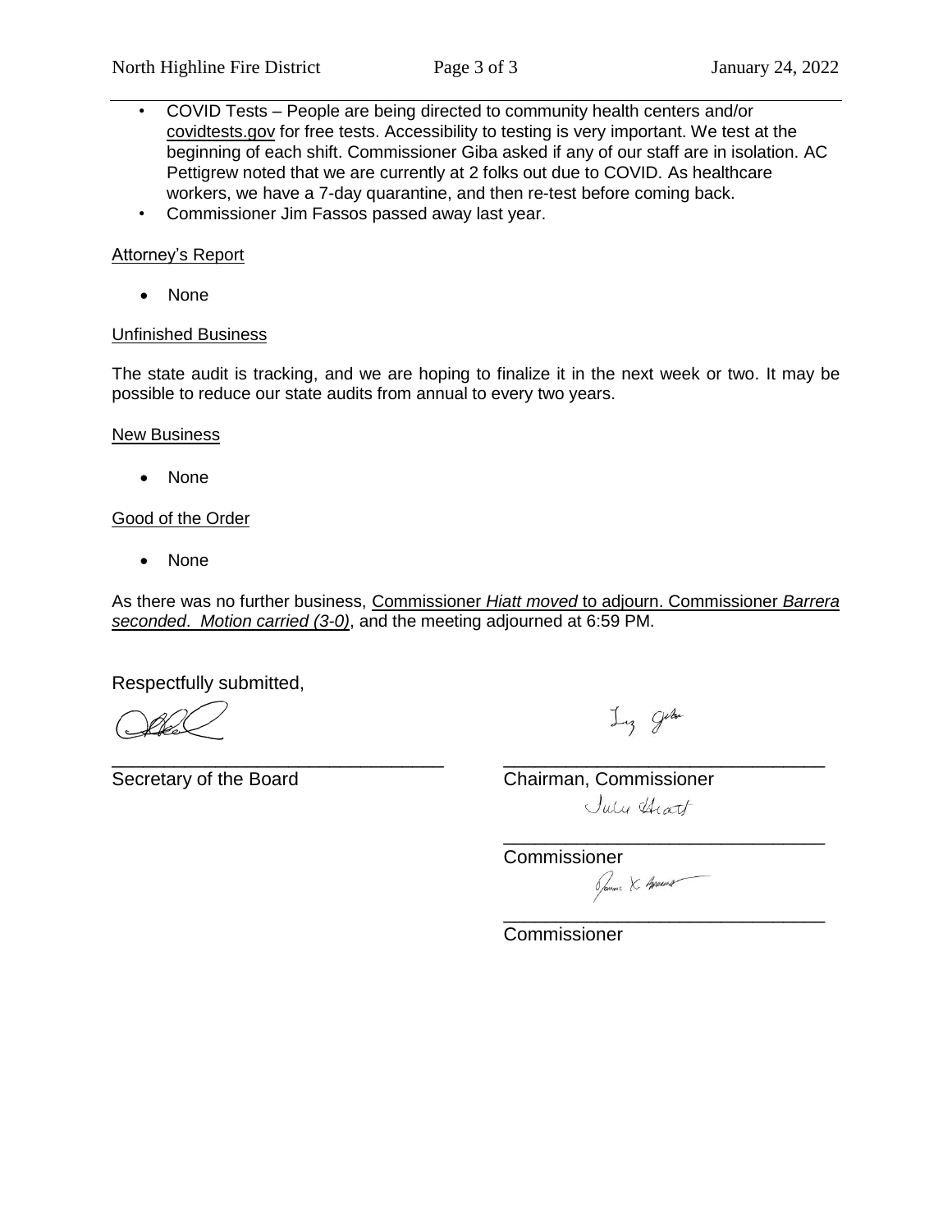- COVID Tests – People are being directed to community health centers and/or covidtests.gov for free tests. Accessibility to testing is very important. We test at the beginning of each shift. Commissioner Giba asked if any of our staff are in isolation. AC Pettigrew noted that we are currently at 2 folks out due to COVID. As healthcare workers, we have a 7-day quarantine, and then re-test before coming back.
- Commissioner Jim Fassos passed away last year.

Attorney's Report

- None

Unfinished Business

The state audit is tracking, and we are hoping to finalize it in the next week or two. It may be possible to reduce our state audits from annual to every two years.

New Business

- None

Good of the Order

- None

As there was no further business, Commissioner *Hiatt moved* to adjourn. Commissioner *Barrera seconded*. *Motion carried (3-0)*, and the meeting adjourned at 6:59 PM.

Respectfully submitted,

_________________________________
Secretary of the Board

_________________________________
Chairman, Commissioner

_________________________________
Commissioner

_________________________________
Commissioner